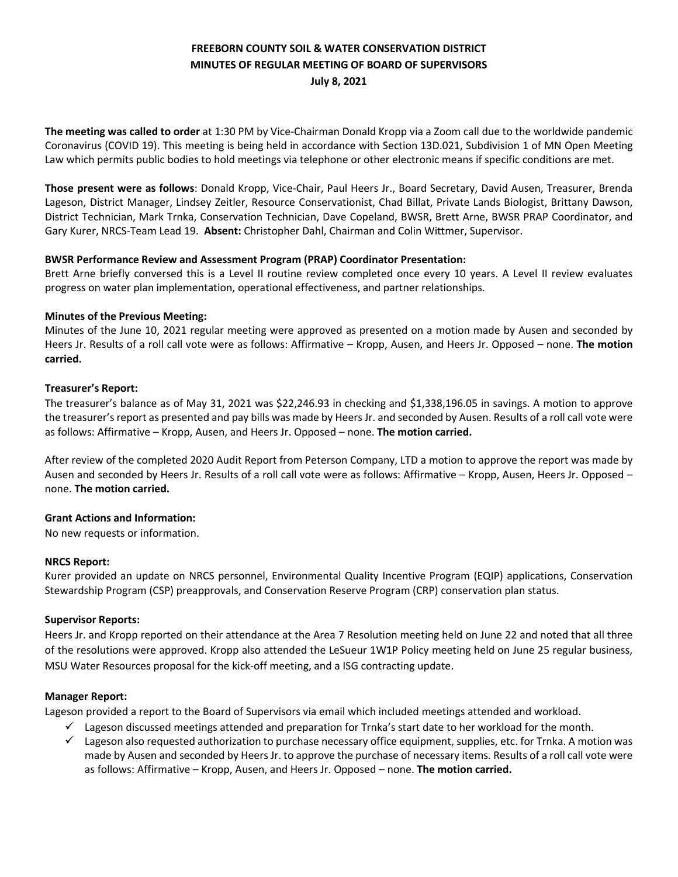**FREEBORN COUNTY SOIL & WATER CONSERVATION DISTRICT**
**MINUTES OF REGULAR MEETING OF BOARD OF SUPERVISORS**
**July 8, 2021**

**The meeting was called to order** at 1:30 PM by Vice-Chairman Donald Kropp via a Zoom call due to the worldwide pandemic Coronavirus (COVID 19). This meeting is being held in accordance with Section 13D.021, Subdivision 1 of MN Open Meeting Law which permits public bodies to hold meetings via telephone or other electronic means if specific conditions are met.

**Those present were as follows**: Donald Kropp, Vice-Chair, Paul Heers Jr., Board Secretary, David Ausen, Treasurer, Brenda Lageson, District Manager, Lindsey Zeitler, Resource Conservationist, Chad Billat, Private Lands Biologist, Brittany Dawson, District Technician, Mark Trnka, Conservation Technician, Dave Copeland, BWSR, Brett Arne, BWSR PRAP Coordinator, and Gary Kurer, NRCS-Team Lead 19. **Absent:** Christopher Dahl, Chairman and Colin Wittmer, Supervisor.

**BWSR Performance Review and Assessment Program (PRAP) Coordinator Presentation:**
Brett Arne briefly conversed this is a Level II routine review completed once every 10 years. A Level II review evaluates progress on water plan implementation, operational effectiveness, and partner relationships.

**Minutes of the Previous Meeting:**
Minutes of the June 10, 2021 regular meeting were approved as presented on a motion made by Ausen and seconded by Heers Jr. Results of a roll call vote were as follows: Affirmative – Kropp, Ausen, and Heers Jr. Opposed – none. **The motion carried.**

**Treasurer's Report:**
The treasurer's balance as of May 31, 2021 was $22,246.93 in checking and $1,338,196.05 in savings. A motion to approve the treasurer's report as presented and pay bills was made by Heers Jr. and seconded by Ausen. Results of a roll call vote were as follows: Affirmative – Kropp, Ausen, and Heers Jr. Opposed – none. **The motion carried.**

After review of the completed 2020 Audit Report from Peterson Company, LTD a motion to approve the report was made by Ausen and seconded by Heers Jr. Results of a roll call vote were as follows: Affirmative – Kropp, Ausen, Heers Jr. Opposed – none. **The motion carried.**

**Grant Actions and Information:**
No new requests or information.

**NRCS Report:**
Kurer provided an update on NRCS personnel, Environmental Quality Incentive Program (EQIP) applications, Conservation Stewardship Program (CSP) preapprovals, and Conservation Reserve Program (CRP) conservation plan status.

**Supervisor Reports:**
Heers Jr. and Kropp reported on their attendance at the Area 7 Resolution meeting held on June 22 and noted that all three of the resolutions were approved. Kropp also attended the LeSueur 1W1P Policy meeting held on June 25 regular business, MSU Water Resources proposal for the kick-off meeting, and a ISG contracting update.

**Manager Report:**
Lageson provided a report to the Board of Supervisors via email which included meetings attended and workload.

- ✓ Lageson discussed meetings attended and preparation for Trnka's start date to her workload for the month.
- ✓ Lageson also requested authorization to purchase necessary office equipment, supplies, etc. for Trnka. A motion was made by Ausen and seconded by Heers Jr. to approve the purchase of necessary items. Results of a roll call vote were as follows: Affirmative – Kropp, Ausen, and Heers Jr. Opposed – none. **The motion carried.**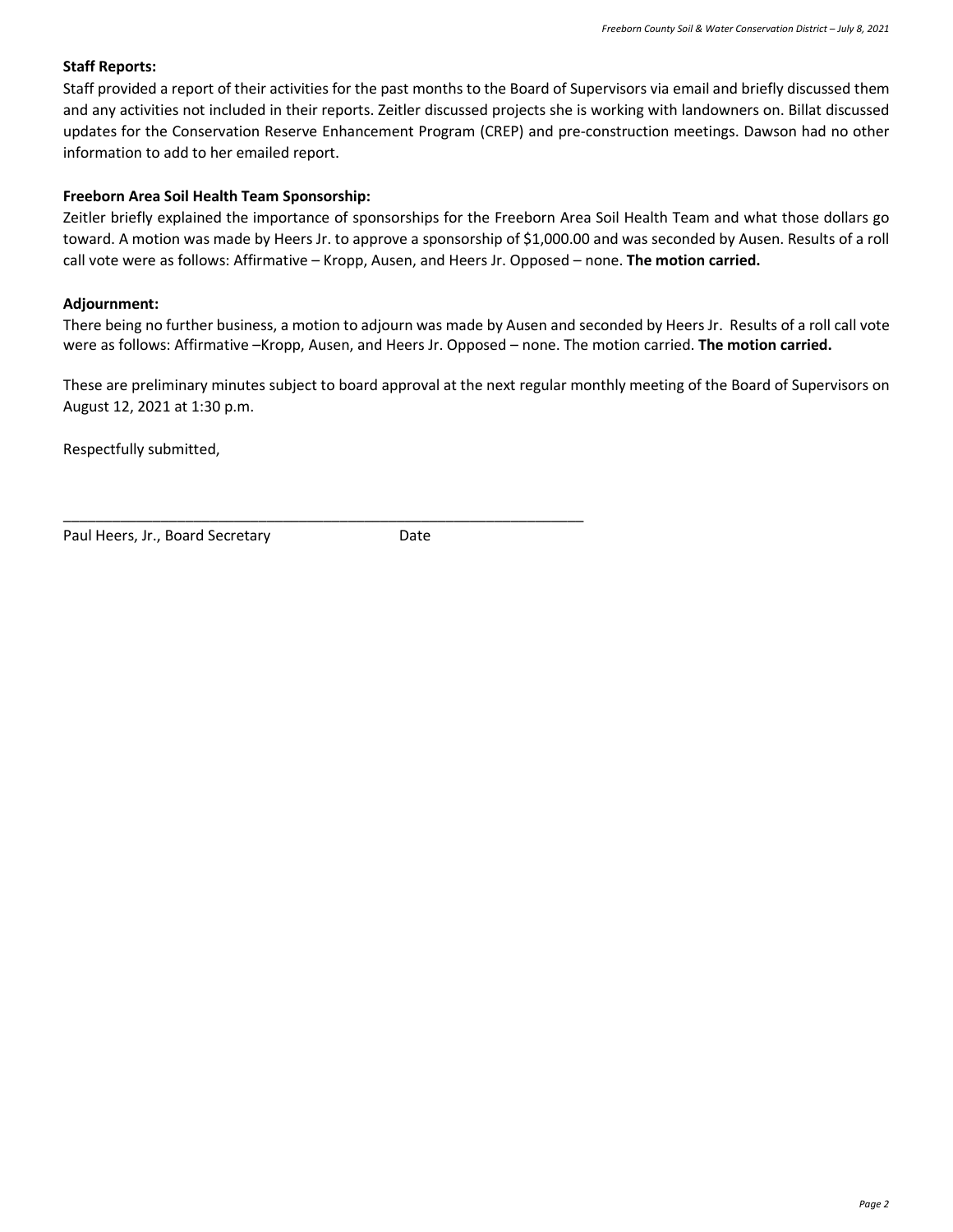**Staff Reports:**

Staff provided a report of their activities for the past months to the Board of Supervisors via email and briefly discussed them and any activities not included in their reports. Zeitler discussed projects she is working with landowners on. Billat discussed updates for the Conservation Reserve Enhancement Program (CREP) and pre-construction meetings. Dawson had no other information to add to her emailed report.

**Freeborn Area Soil Health Team Sponsorship:**

Zeitler briefly explained the importance of sponsorships for the Freeborn Area Soil Health Team and what those dollars go toward. A motion was made by Heers Jr. to approve a sponsorship of $1,000.00 and was seconded by Ausen. Results of a roll call vote were as follows: Affirmative – Kropp, Ausen, and Heers Jr. Opposed – none. **The motion carried.**

**Adjournment:**

There being no further business, a motion to adjourn was made by Ausen and seconded by Heers Jr. Results of a roll call vote were as follows: Affirmative –Kropp, Ausen, and Heers Jr. Opposed – none. The motion carried. **The motion carried.**

These are preliminary minutes subject to board approval at the next regular monthly meeting of the Board of Supervisors on August 12, 2021 at 1:30 p.m.

Respectfully submitted,

\_\_\_\_\_\_\_\_\_\_\_\_\_\_\_\_\_\_\_\_\_\_\_\_\_\_\_\_\_\_\_\_\_\_\_\_\_\_\_\_\_\_\_\_\_\_\_\_\_\_\_\_\_\_\_\_\_\_\_\_\_\_\_\_

Paul Heers, Jr., Board Secretary Date